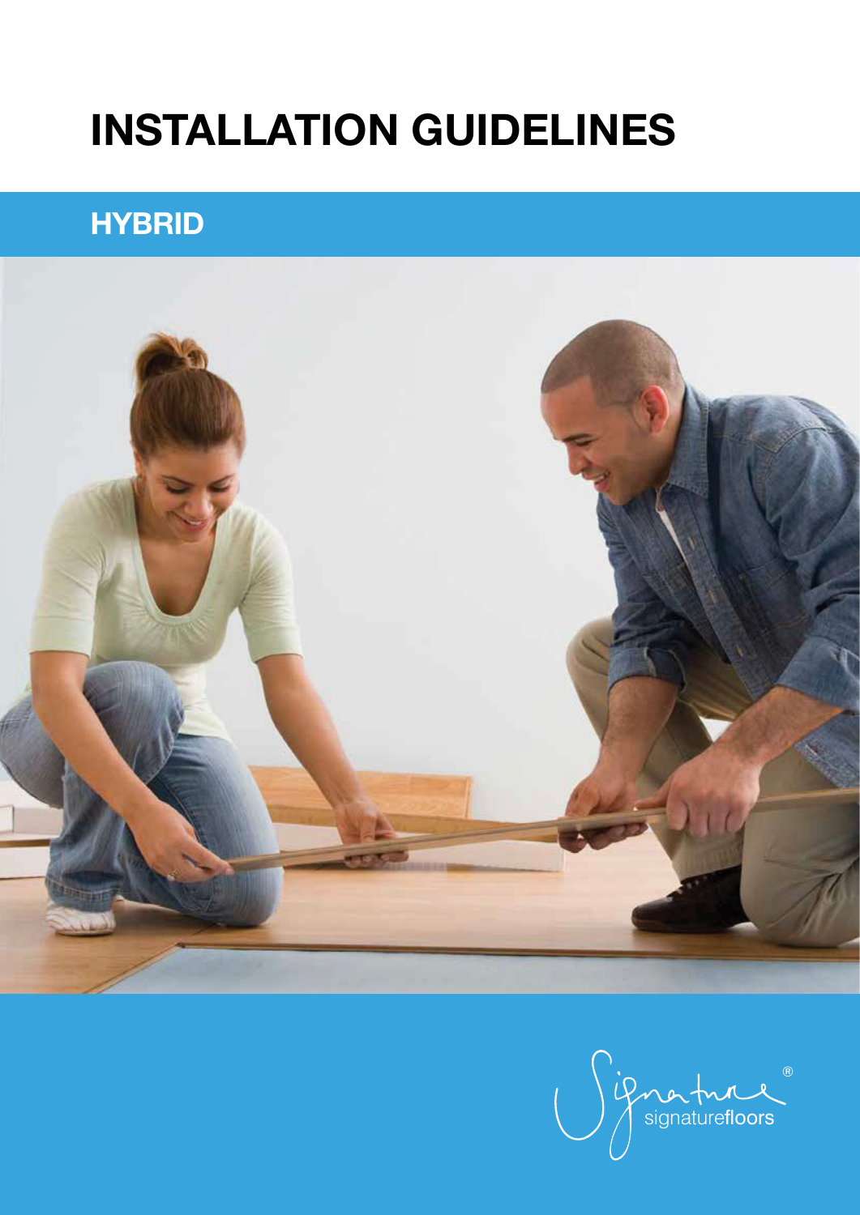# INSTALLATION GUIDELINES

## HYBRID

signaturefloors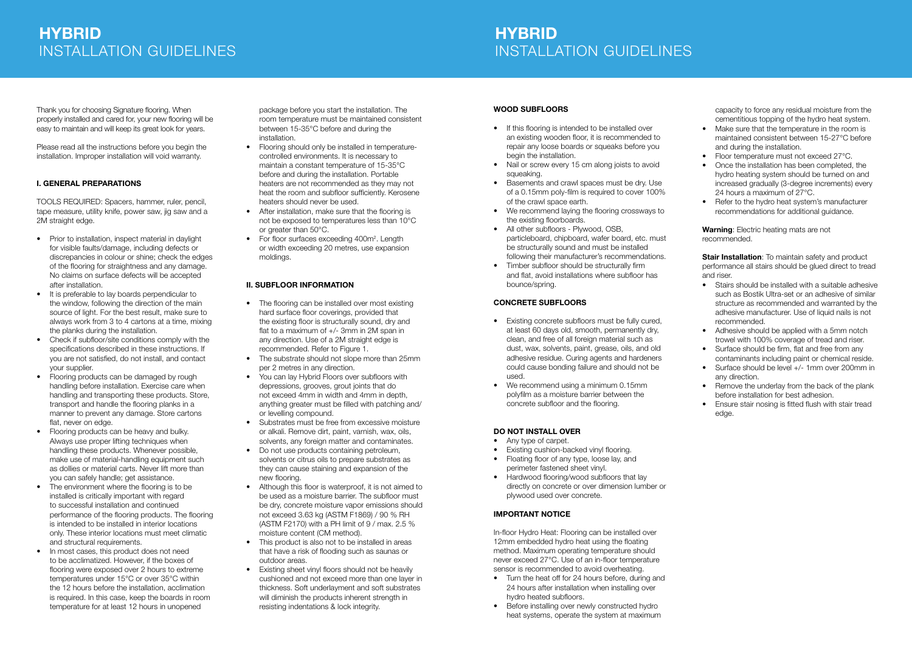# HYBRID
## INSTALLATION GUIDELINES

Thank you for choosing Signature flooring. When properly installed and cared for, your new flooring will be easy to maintain and will keep its great look for years.

Please read all the instructions before you begin the installation. Improper installation will void warranty.

### I. GENERAL PREPARATIONS

TOOLS REQUIRED: Spacers, hammer, ruler, pencil, tape measure, utility knife, power saw, jig saw and a 2M straight edge.

- Prior to installation, inspect material in daylight for visible faults/damage, including defects or discrepancies in colour or shine; check the edges of the flooring for straightness and any damage. No claims on surface defects will be accepted after installation.
- It is preferable to lay boards perpendicular to the window, following the direction of the main source of light. For the best result, make sure to always work from 3 to 4 cartons at a time, mixing the planks during the installation.
- Check if subfloor/site conditions comply with the specifications described in these instructions. If you are not satisfied, do not install, and contact your supplier.
- Flooring products can be damaged by rough handling before installation. Exercise care when handling and transporting these products. Store, transport and handle the flooring planks in a manner to prevent any damage. Store cartons flat, never on edge.
- Flooring products can be heavy and bulky. Always use proper lifting techniques when handling these products. Whenever possible, make use of material-handling equipment such as dollies or material carts. Never lift more than you can safely handle; get assistance.
- The environment where the flooring is to be installed is critically important with regard to successful installation and continued performance of the flooring products. The flooring is intended to be installed in interior locations only. These interior locations must meet climatic and structural requirements.
- In most cases, this product does not need to be acclimatized. However, if the boxes of flooring were exposed over 2 hours to extreme temperatures under 15°C or over 35°C within the 12 hours before the installation, acclimation is required. In this case, keep the boards in room temperature for at least 12 hours in unopened package before you start the installation. The room temperature must be maintained consistent between 15-35°C before and during the installation.
- Flooring should only be installed in temperature-controlled environments. It is necessary to maintain a constant temperature of 15-35°C before and during the installation. Portable heaters are not recommended as they may not heat the room and subfloor sufficiently. Kerosene heaters should never be used.
- After installation, make sure that the flooring is not be exposed to temperatures less than 10°C or greater than 50°C.
- For floor surfaces exceeding 400m$^2$. Length or width exceeding 20 metres, use expansion moldings.

### II. SUBFLOOR INFORMATION

- The flooring can be installed over most existing hard surface floor coverings, provided that the existing floor is structurally sound, dry and flat to a maximum of +/- 3mm in 2M span in any direction. Use of a 2M straight edge is recommended. Refer to Figure 1.
- The substrate should not slope more than 25mm per 2 metres in any direction.
- You can lay Hybrid Floors over subfloors with depressions, grooves, grout joints that do not exceed 4mm in width and 4mm in depth, anything greater must be filled with patching and/or levelling compound.
- Substrates must be free from excessive moisture or alkali. Remove dirt, paint, varnish, wax, oils, solvents, any foreign matter and contaminates.
- Do not use products containing petroleum, solvents or citrus oils to prepare substrates as they can cause staining and expansion of the new flooring.
- Although this floor is waterproof, it is not aimed to be used as a moisture barrier. The subfloor must be dry, concrete moisture vapor emissions should not exceed 3.63 kg (ASTM F1869) / 90 % RH (ASTM F2170) with a PH limit of 9 / max. 2.5 % moisture content (CM method).
- This product is also not to be installed in areas that have a risk of flooding such as saunas or outdoor areas.
- Existing sheet vinyl floors should not be heavily cushioned and not exceed more than one layer in thickness. Soft underlayment and soft substrates will diminish the products inherent strength in resisting indentations & lock integrity.

### WOOD SUBFLOORS

- If this flooring is intended to be installed over an existing wooden floor, it is recommended to repair any loose boards or squeaks before you begin the installation.
- Nail or screw every 15 cm along joists to avoid squeaking.
- Basements and crawl spaces must be dry. Use of a 0.15mm poly-film is required to cover 100% of the crawl space earth.
- We recommend laying the flooring crossways to the existing floorboards.
- All other subfloors - Plywood, OSB, particleboard, chipboard, wafer board, etc. must be structurally sound and must be installed following their manufacturer's recommendations.
- Timber subfloor should be structurally firm and flat, avoid installations where subfloor has bounce/spring.

### CONCRETE SUBFLOORS

- Existing concrete subfloors must be fully cured, at least 60 days old, smooth, permanently dry, clean, and free of all foreign material such as dust, wax, solvents, paint, grease, oils, and old adhesive residue. Curing agents and hardeners could cause bonding failure and should not be used.
- We recommend using a minimum 0.15mm polyfilm as a moisture barrier between the concrete subfloor and the flooring.

### DO NOT INSTALL OVER

- Any type of carpet.
- Existing cushion-backed vinyl flooring.
- Floating floor of any type, loose lay, and perimeter fastened sheet vinyl.
- Hardwood flooring/wood subfloors that lay directly on concrete or over dimension lumber or plywood used over concrete.

### IMPORTANT NOTICE

In-floor Hydro Heat: Flooring can be installed over 12mm embedded hydro heat using the floating method. Maximum operating temperature should never exceed 27°C. Use of an in-floor temperature sensor is recommended to avoid overheating.

- Turn the heat off for 24 hours before, during and 24 hours after installation when installing over hydro heated subfloors.
- Before installing over newly constructed hydro heat systems, operate the system at maximum capacity to force any residual moisture from the cementitious topping of the hydro heat system.
- Make sure that the temperature in the room is maintained consistent between 15-27°C before and during the installation.
- Floor temperature must not exceed 27°C.
- Once the installation has been completed, the hydro heating system should be turned on and increased gradually (3-degree increments) every 24 hours a maximum of 27°C.
- Refer to the hydro heat system's manufacturer recommendations for additional guidance.

**Warning**: Electric heating mats are not recommended.

**Stair Installation**: To maintain safety and product performance all stairs should be glued direct to tread and riser.

- Stairs should be installed with a suitable adhesive such as Bostik Ultra-set or an adhesive of similar structure as recommended and warranted by the adhesive manufacturer. Use of liquid nails is not recommended.
- Adhesive should be applied with a 5mm notch trowel with 100% coverage of tread and riser.
- Surface should be firm, flat and free from any contaminants including paint or chemical reside.
- Surface should be level +/- 1mm over 200mm in any direction.
- Remove the underlay from the back of the plank before installation for best adhesion.
- Ensure stair nosing is fitted flush with stair tread edge.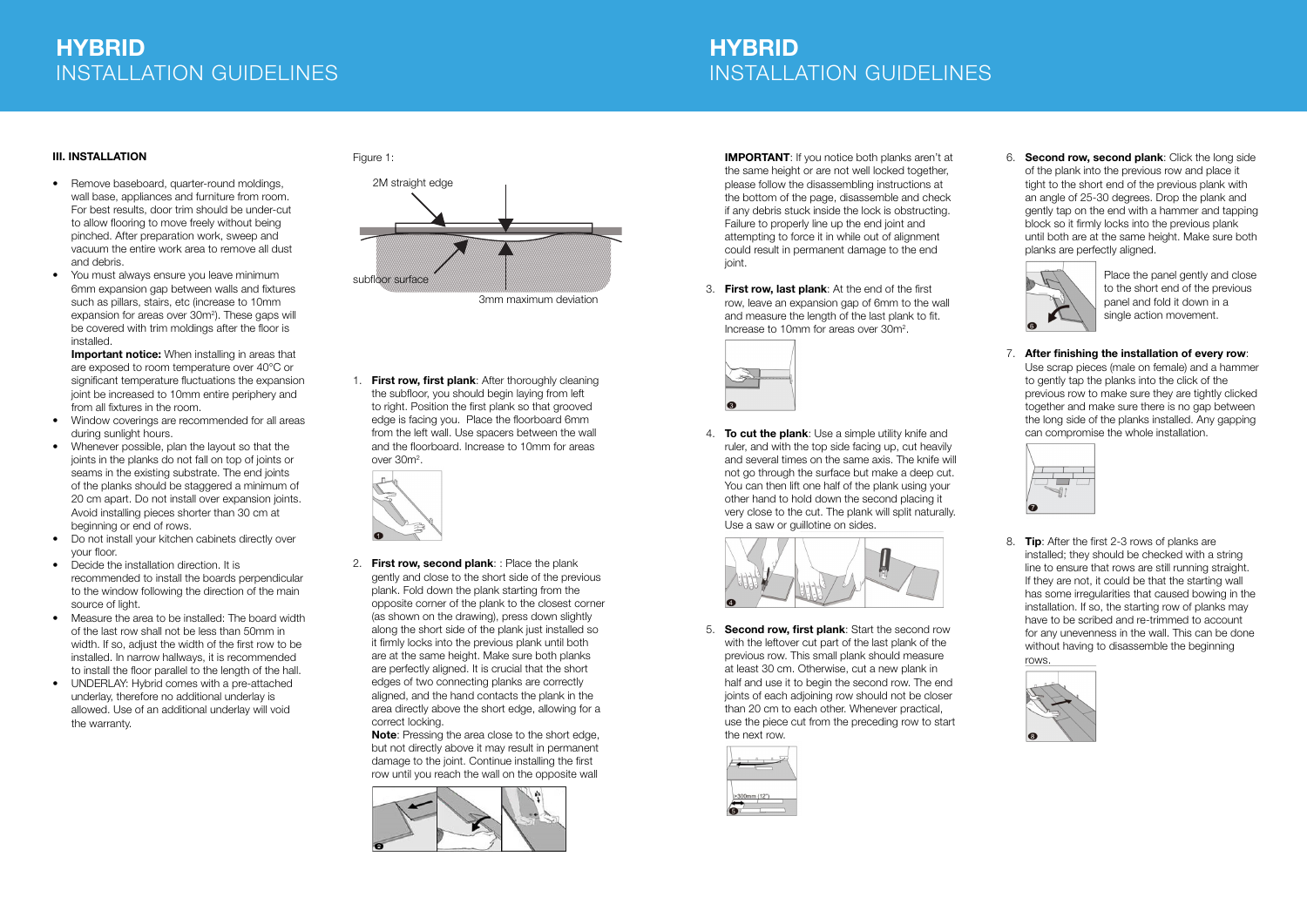# HYBRID
INSTALLATION GUIDELINES

### III. INSTALLATION

- Remove baseboard, quarter-round moldings, wall base, appliances and furniture from room. For best results, door trim should be under-cut to allow flooring to move freely without being pinched. After preparation work, sweep and vacuum the entire work area to remove all dust and debris.
- You must always ensure you leave minimum 6mm expansion gap between walls and fixtures such as pillars, stairs, etc (increase to 10mm expansion for areas over 30m²). These gaps will be covered with trim moldings after the floor is installed.

  **Important notice:** When installing in areas that are exposed to room temperature over 40°C or significant temperature fluctuations the expansion joint be increased to 10mm entire periphery and from all fixtures in the room.
- Window coverings are recommended for all areas during sunlight hours.
- Whenever possible, plan the layout so that the joints in the planks do not fall on top of joints or seams in the existing substrate. The end joints of the planks should be staggered a minimum of 20 cm apart. Do not install over expansion joints. Avoid installing pieces shorter than 30 cm at beginning or end of rows.
- Do not install your kitchen cabinets directly over your floor.
- Decide the installation direction. It is recommended to install the boards perpendicular to the window following the direction of the main source of light.
- Measure the area to be installed: The board width of the last row shall not be less than 50mm in width. If so, adjust the width of the first row to be installed. In narrow hallways, it is recommended to install the floor parallel to the length of the hall.
- UNDERLAY: Hybrid comes with a pre-attached underlay, therefore no additional underlay is allowed. Use of an additional underlay will void the warranty.

Figure 1:

2M straight edge

subfloor surface

3mm maximum deviation

1. **First row, first plank**: After thoroughly cleaning the subfloor, you should begin laying from left to right. Position the first plank so that grooved edge is facing you. Place the floorboard 6mm from the left wall. Use spacers between the wall and the floorboard. Increase to 10mm for areas over 30m².

2. **First row, second plank**: : Place the plank gently and close to the short side of the previous plank. Fold down the plank starting from the opposite corner of the plank to the closest corner (as shown on the drawing), press down slightly along the short side of the plank just installed so it firmly locks into the previous plank until both are at the same height. Make sure both planks are perfectly aligned. It is crucial that the short edges of two connecting planks are correctly aligned, and the hand contacts the plank in the area directly above the short edge, allowing for a correct locking.

   **Note**: Pressing the area close to the short edge, but not directly above it may result in permanent damage to the joint. Continue installing the first row until you reach the wall on the opposite wall

**IMPORTANT**: If you notice both planks aren't at the same height or are not well locked together, please follow the disassembling instructions at the bottom of the page, disassemble and check if any debris stuck inside the lock is obstructing. Failure to properly line up the end joint and attempting to force it in while out of alignment could result in permanent damage to the end joint.

3. **First row, last plank**: At the end of the first row, leave an expansion gap of 6mm to the wall and measure the length of the last plank to fit. Increase to 10mm for areas over 30m².

4. **To cut the plank**: Use a simple utility knife and ruler, and with the top side facing up, cut heavily and several times on the same axis. The knife will not go through the surface but make a deep cut. You can then lift one half of the plank using your other hand to hold down the second placing it very close to the cut. The plank will split naturally. Use a saw or guillotine on sides.

5. **Second row, first plank**: Start the second row with the leftover cut part of the last plank of the previous row. This small plank should measure at least 30 cm. Otherwise, cut a new plank in half and use it to begin the second row. The end joints of each adjoining row should not be closer than 20 cm to each other. Whenever practical, use the piece cut from the preceding row to start the next row.

   ≥300mm (12")

6. **Second row, second plank**: Click the long side of the plank into the previous row and place it tight to the short end of the previous plank with an angle of 25-30 degrees. Drop the plank and gently tap on the end with a hammer and tapping block so it firmly locks into the previous plank until both are at the same height. Make sure both planks are perfectly aligned.

   Place the panel gently and close to the short end of the previous panel and fold it down in a single action movement.

7. **After finishing the installation of every row**: Use scrap pieces (male on female) and a hammer to gently tap the planks into the click of the previous row to make sure they are tightly clicked together and make sure there is no gap between the long side of the planks installed. Any gapping can compromise the whole installation.

8. **Tip**: After the first 2-3 rows of planks are installed; they should be checked with a string line to ensure that rows are still running straight. If they are not, it could be that the starting wall has some irregularities that caused bowing in the installation. If so, the starting row of planks may have to be scribed and re-trimmed to account for any unevenness in the wall. This can be done without having to disassemble the beginning rows.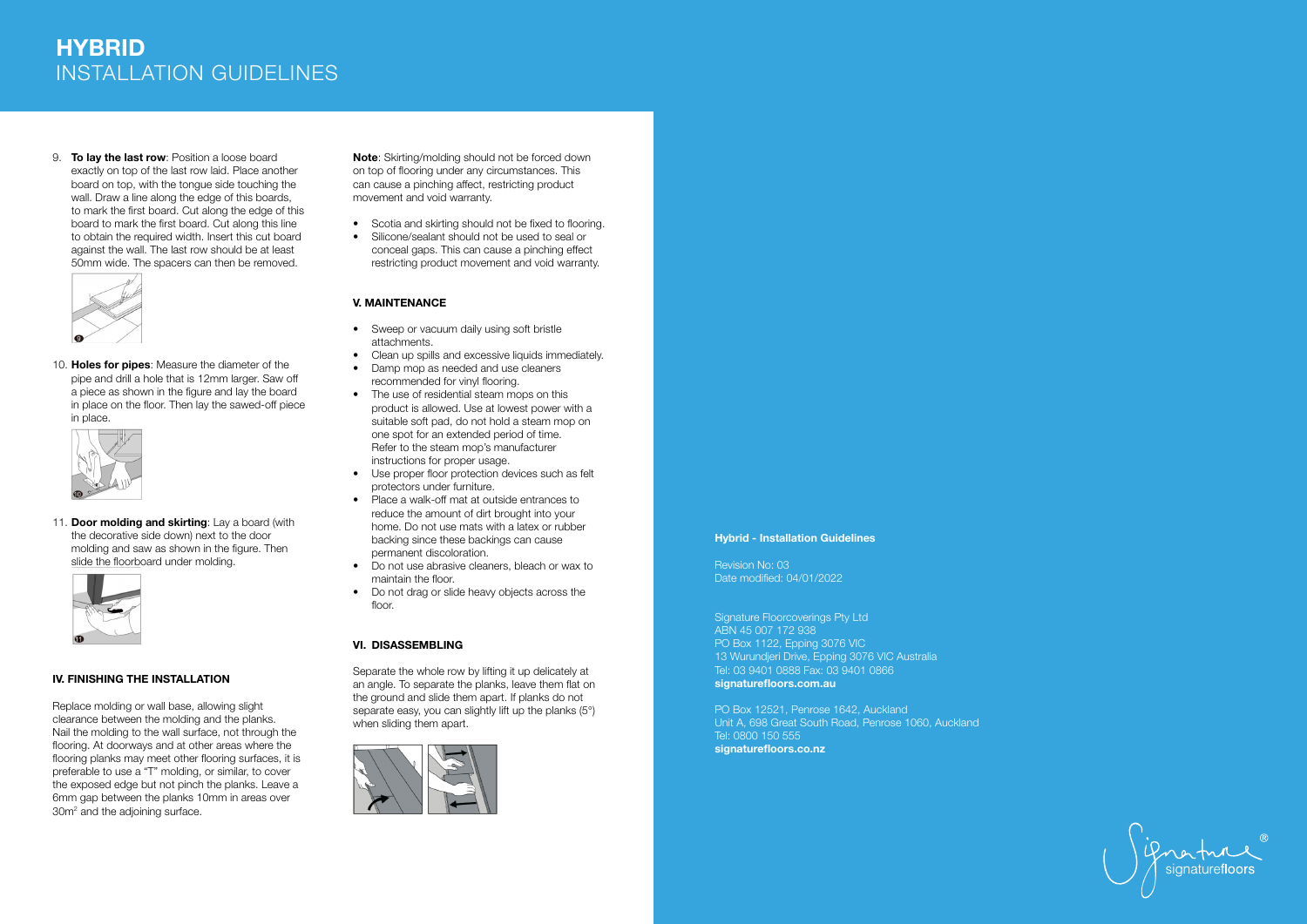# HYBRID
## INSTALLATION GUIDELINES

9. **To lay the last row**: Position a loose board exactly on top of the last row laid. Place another board on top, with the tongue side touching the wall. Draw a line along the edge of this boards, to mark the first board. Cut along the edge of this board to mark the first board. Cut along this line to obtain the required width. Insert this cut board against the wall. The last row should be at least 50mm wide. The spacers can then be removed.

10. **Holes for pipes**: Measure the diameter of the pipe and drill a hole that is 12mm larger. Saw off a piece as shown in the figure and lay the board in place on the floor. Then lay the sawed-off piece in place.

11. **Door molding and skirting**: Lay a board (with the decorative side down) next to the door molding and saw as shown in the figure. Then slide the floorboard under molding.

### IV. FINISHING THE INSTALLATION

Replace molding or wall base, allowing slight clearance between the molding and the planks. Nail the molding to the wall surface, not through the flooring. At doorways and at other areas where the flooring planks may meet other flooring surfaces, it is preferable to use a "T" molding, or similar, to cover the exposed edge but not pinch the planks. Leave a 6mm gap between the planks 10mm in areas over 30m$^2$ and the adjoining surface.

**Note**: Skirting/molding should not be forced down on top of flooring under any circumstances. This can cause a pinching affect, restricting product movement and void warranty.

- Scotia and skirting should not be fixed to flooring.
- Silicone/sealant should not be used to seal or conceal gaps. This can cause a pinching effect restricting product movement and void warranty.

### V. MAINTENANCE

- Sweep or vacuum daily using soft bristle attachments.
- Clean up spills and excessive liquids immediately.
- Damp mop as needed and use cleaners recommended for vinyl flooring.
- The use of residential steam mops on this product is allowed. Use at lowest power with a suitable soft pad, do not hold a steam mop on one spot for an extended period of time. Refer to the steam mop's manufacturer instructions for proper usage.
- Use proper floor protection devices such as felt protectors under furniture.
- Place a walk-off mat at outside entrances to reduce the amount of dirt brought into your home. Do not use mats with a latex or rubber backing since these backings can cause permanent discoloration.
- Do not use abrasive cleaners, bleach or wax to maintain the floor.
- Do not drag or slide heavy objects across the floor.

### VI. DISASSEMBLING

Separate the whole row by lifting it up delicately at an angle. To separate the planks, leave them flat on the ground and slide them apart. If planks do not separate easy, you can slightly lift up the planks (5°) when sliding them apart.

**Hybrid - Installation Guidelines**

Revision No: 03
Date modified: 04/01/2022

Signature Floorcoverings Pty Ltd
ABN 45 007 172 938
PO Box 1122, Epping 3076 VIC
13 Wurundjeri Drive, Epping 3076 VIC Australia
Tel: 03 9401 0888 Fax: 03 9401 0866
**signaturefloors.com.au**

PO Box 12521, Penrose 1642, Auckland
Unit A, 698 Great South Road, Penrose 1060, Auckland
Tel: 0800 150 555
**signaturefloors.co.nz**

signaturefloors